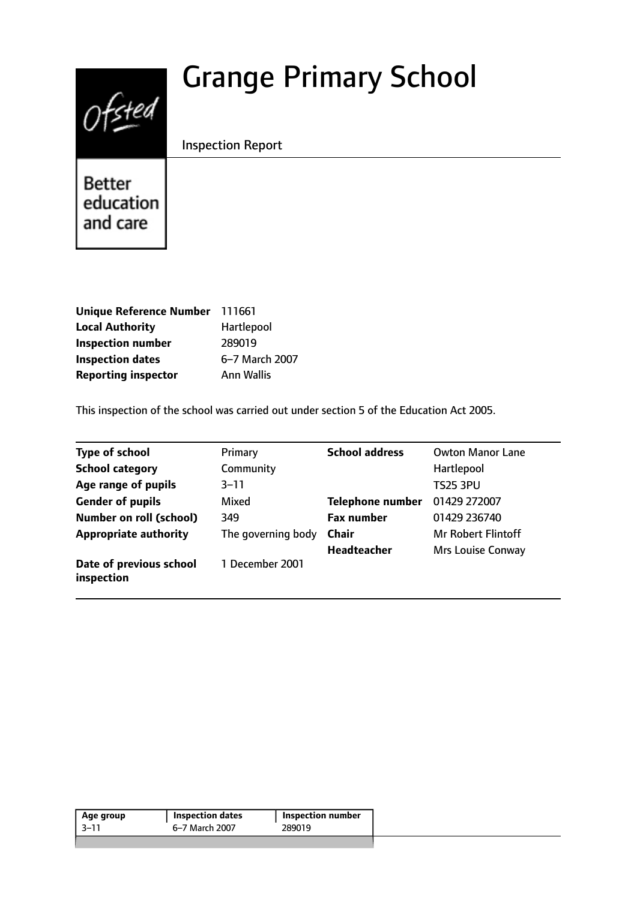# Grange Primary School

Inspection Report

| | |
|---|---|
| **Unique Reference Number** | 111661 |
| **Local Authority** | Hartlepool |
| **Inspection number** | 289019 |
| **Inspection dates** | 6–7 March 2007 |
| **Reporting inspector** | Ann Wallis |

This inspection of the school was carried out under section 5 of the Education Act 2005.

| | | | |
|---|---|---|---|
| **Type of school** | Primary | **School address** | Owton Manor Lane |
| **School category** | Community | | Hartlepool |
| **Age range of pupils** | 3–11 | | TS25 3PU |
| **Gender of pupils** | Mixed | **Telephone number** | 01429 272007 |
| **Number on roll (school)** | 349 | **Fax number** | 01429 236740 |
| **Appropriate authority** | The governing body | **Chair** | Mr Robert Flintoff |
| | | **Headteacher** | Mrs Louise Conway |
| **Date of previous school inspection** | 1 December 2001 | | |

| Age group | Inspection dates | Inspection number |
|---|---|---|
| 3–11 | 6–7 March 2007 | 289019 |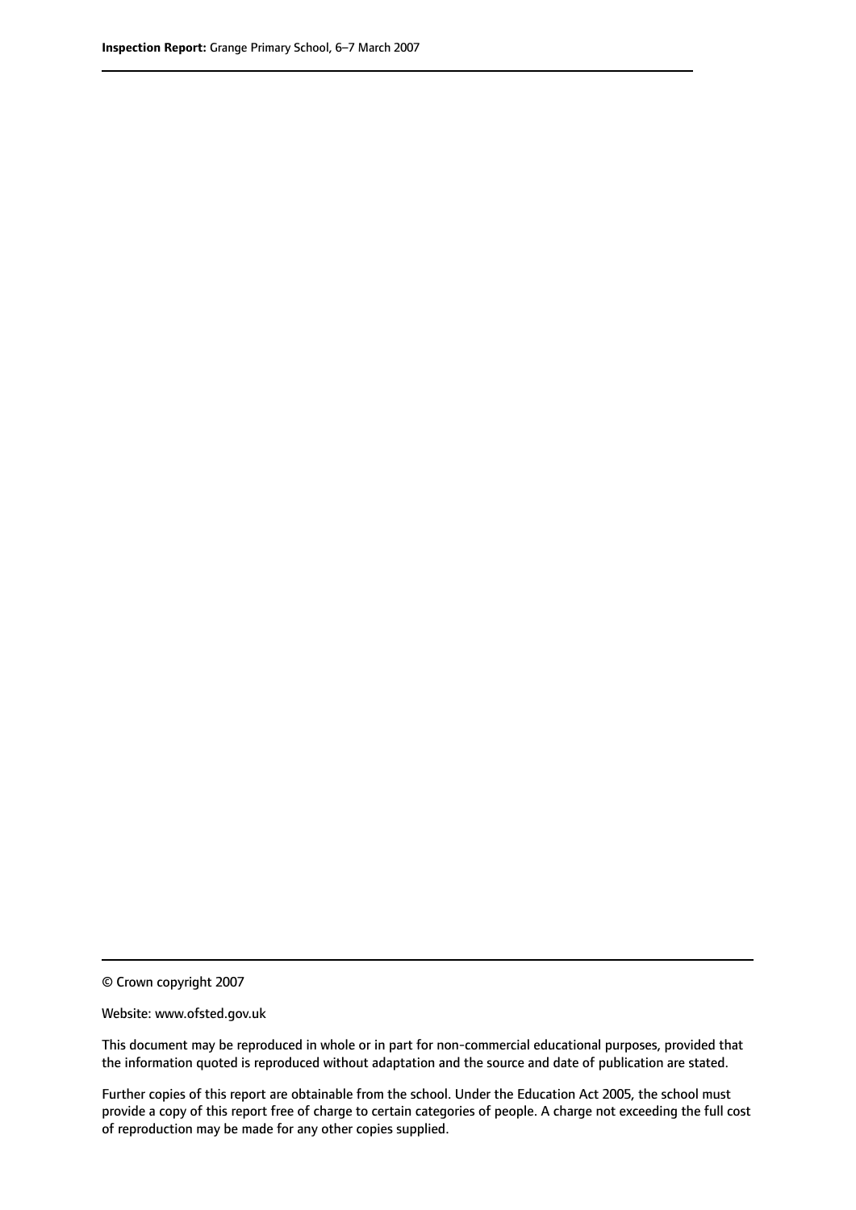© Crown copyright 2007

Website: www.ofsted.gov.uk

This document may be reproduced in whole or in part for non-commercial educational purposes, provided that the information quoted is reproduced without adaptation and the source and date of publication are stated.

Further copies of this report are obtainable from the school. Under the Education Act 2005, the school must provide a copy of this report free of charge to certain categories of people. A charge not exceeding the full cost of reproduction may be made for any other copies supplied.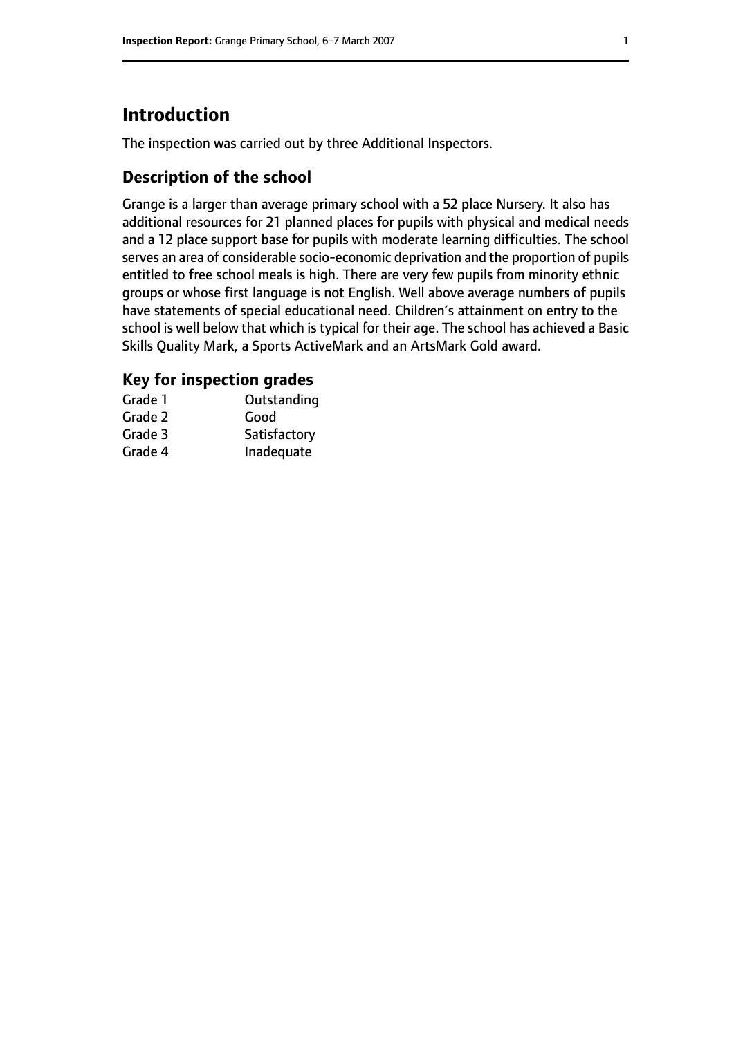# Introduction

The inspection was carried out by three Additional Inspectors.

## Description of the school

Grange is a larger than average primary school with a 52 place Nursery. It also has additional resources for 21 planned places for pupils with physical and medical needs and a 12 place support base for pupils with moderate learning difficulties. The school serves an area of considerable socio-economic deprivation and the proportion of pupils entitled to free school meals is high. There are very few pupils from minority ethnic groups or whose first language is not English. Well above average numbers of pupils have statements of special educational need. Children's attainment on entry to the school is well below that which is typical for their age. The school has achieved a Basic Skills Quality Mark, a Sports ActiveMark and an ArtsMark Gold award.

## Key for inspection grades

| | |
|---|---|
| Grade 1 | Outstanding |
| Grade 2 | Good |
| Grade 3 | Satisfactory |
| Grade 4 | Inadequate |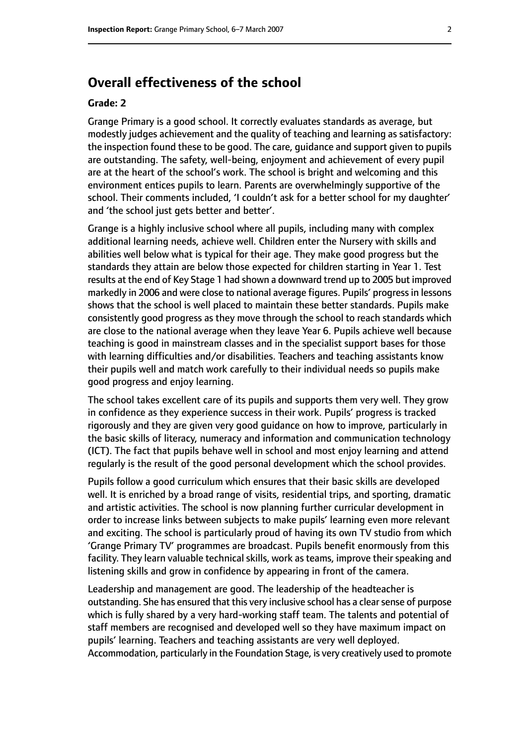## Overall effectiveness of the school

**Grade: 2**

Grange Primary is a good school. It correctly evaluates standards as average, but modestly judges achievement and the quality of teaching and learning as satisfactory: the inspection found these to be good. The care, guidance and support given to pupils are outstanding. The safety, well-being, enjoyment and achievement of every pupil are at the heart of the school's work. The school is bright and welcoming and this environment entices pupils to learn. Parents are overwhelmingly supportive of the school. Their comments included, 'I couldn't ask for a better school for my daughter' and 'the school just gets better and better'.

Grange is a highly inclusive school where all pupils, including many with complex additional learning needs, achieve well. Children enter the Nursery with skills and abilities well below what is typical for their age. They make good progress but the standards they attain are below those expected for children starting in Year 1. Test results at the end of Key Stage 1 had shown a downward trend up to 2005 but improved markedly in 2006 and were close to national average figures. Pupils' progress in lessons shows that the school is well placed to maintain these better standards. Pupils make consistently good progress as they move through the school to reach standards which are close to the national average when they leave Year 6. Pupils achieve well because teaching is good in mainstream classes and in the specialist support bases for those with learning difficulties and/or disabilities. Teachers and teaching assistants know their pupils well and match work carefully to their individual needs so pupils make good progress and enjoy learning.

The school takes excellent care of its pupils and supports them very well. They grow in confidence as they experience success in their work. Pupils' progress is tracked rigorously and they are given very good guidance on how to improve, particularly in the basic skills of literacy, numeracy and information and communication technology (ICT). The fact that pupils behave well in school and most enjoy learning and attend regularly is the result of the good personal development which the school provides.

Pupils follow a good curriculum which ensures that their basic skills are developed well. It is enriched by a broad range of visits, residential trips, and sporting, dramatic and artistic activities. The school is now planning further curricular development in order to increase links between subjects to make pupils' learning even more relevant and exciting. The school is particularly proud of having its own TV studio from which 'Grange Primary TV' programmes are broadcast. Pupils benefit enormously from this facility. They learn valuable technical skills, work as teams, improve their speaking and listening skills and grow in confidence by appearing in front of the camera.

Leadership and management are good. The leadership of the headteacher is outstanding. She has ensured that this very inclusive school has a clear sense of purpose which is fully shared by a very hard-working staff team. The talents and potential of staff members are recognised and developed well so they have maximum impact on pupils' learning. Teachers and teaching assistants are very well deployed. Accommodation, particularly in the Foundation Stage, is very creatively used to promote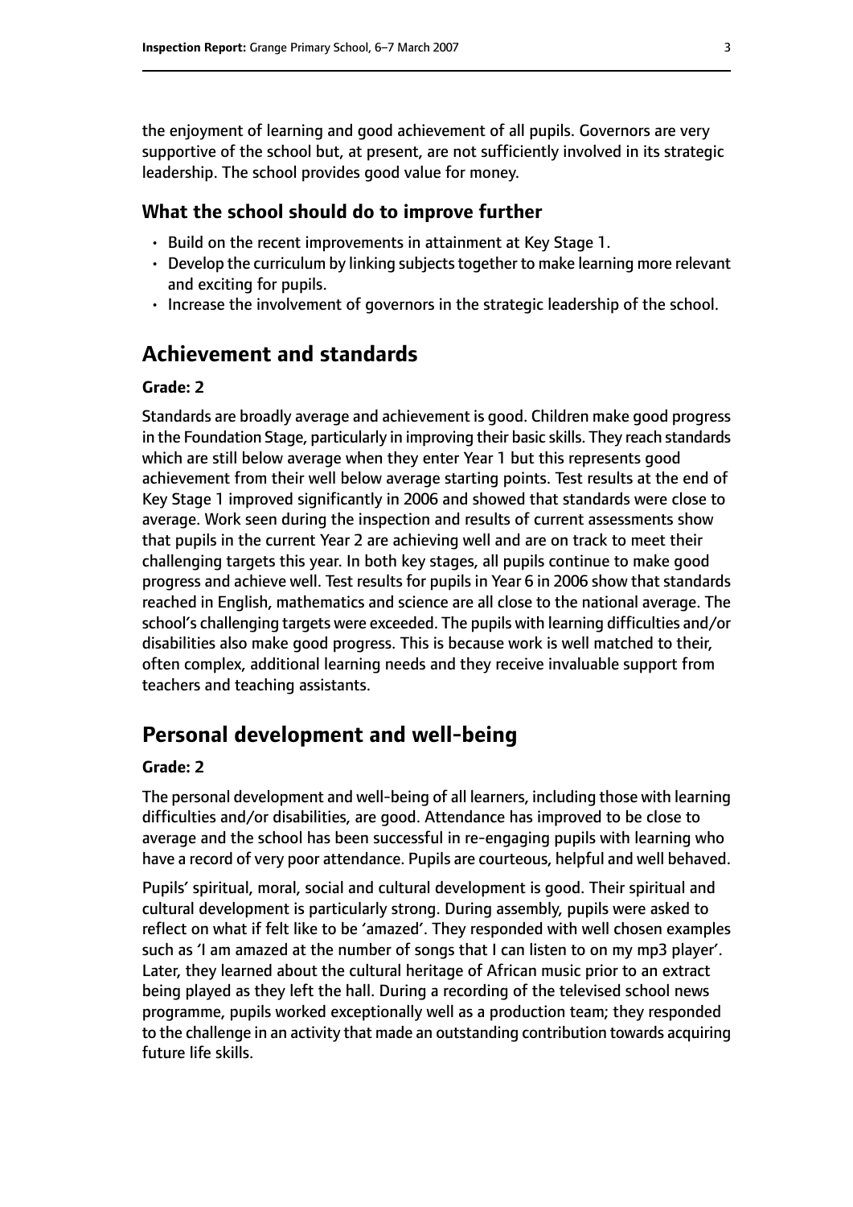the enjoyment of learning and good achievement of all pupils. Governors are very supportive of the school but, at present, are not sufficiently involved in its strategic leadership. The school provides good value for money.

### What the school should do to improve further

- Build on the recent improvements in attainment at Key Stage 1.
- Develop the curriculum by linking subjects together to make learning more relevant and exciting for pupils.
- Increase the involvement of governors in the strategic leadership of the school.

## Achievement and standards

#### Grade: 2

Standards are broadly average and achievement is good. Children make good progress in the Foundation Stage, particularly in improving their basic skills. They reach standards which are still below average when they enter Year 1 but this represents good achievement from their well below average starting points. Test results at the end of Key Stage 1 improved significantly in 2006 and showed that standards were close to average. Work seen during the inspection and results of current assessments show that pupils in the current Year 2 are achieving well and are on track to meet their challenging targets this year. In both key stages, all pupils continue to make good progress and achieve well. Test results for pupils in Year 6 in 2006 show that standards reached in English, mathematics and science are all close to the national average. The school's challenging targets were exceeded. The pupils with learning difficulties and/or disabilities also make good progress. This is because work is well matched to their, often complex, additional learning needs and they receive invaluable support from teachers and teaching assistants.

## Personal development and well-being

#### Grade: 2

The personal development and well-being of all learners, including those with learning difficulties and/or disabilities, are good. Attendance has improved to be close to average and the school has been successful in re-engaging pupils with learning who have a record of very poor attendance. Pupils are courteous, helpful and well behaved.

Pupils' spiritual, moral, social and cultural development is good. Their spiritual and cultural development is particularly strong. During assembly, pupils were asked to reflect on what if felt like to be 'amazed'. They responded with well chosen examples such as 'I am amazed at the number of songs that I can listen to on my mp3 player'. Later, they learned about the cultural heritage of African music prior to an extract being played as they left the hall. During a recording of the televised school news programme, pupils worked exceptionally well as a production team; they responded to the challenge in an activity that made an outstanding contribution towards acquiring future life skills.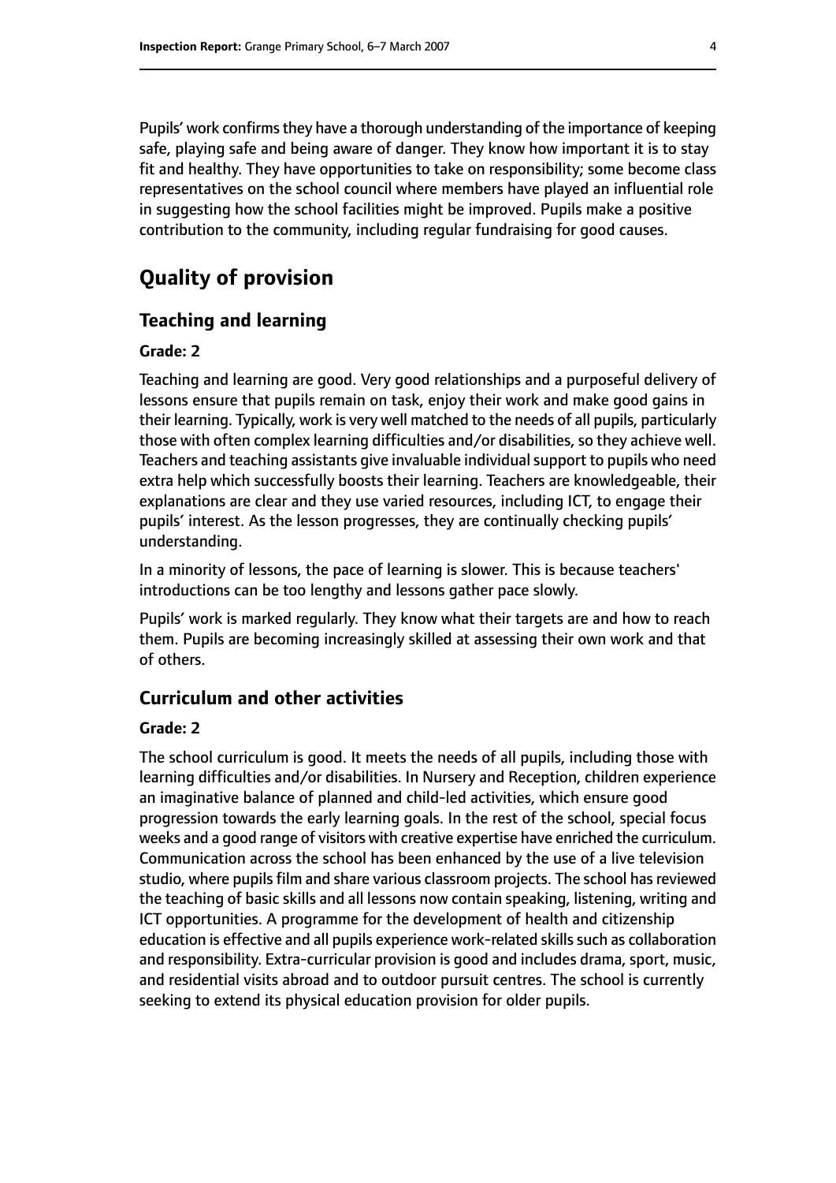Pupils' work confirms they have a thorough understanding of the importance of keeping safe, playing safe and being aware of danger. They know how important it is to stay fit and healthy. They have opportunities to take on responsibility; some become class representatives on the school council where members have played an influential role in suggesting how the school facilities might be improved. Pupils make a positive contribution to the community, including regular fundraising for good causes.

# Quality of provision

## Teaching and learning

**Grade: 2**

Teaching and learning are good. Very good relationships and a purposeful delivery of lessons ensure that pupils remain on task, enjoy their work and make good gains in their learning. Typically, work is very well matched to the needs of all pupils, particularly those with often complex learning difficulties and/or disabilities, so they achieve well. Teachers and teaching assistants give invaluable individual support to pupils who need extra help which successfully boosts their learning. Teachers are knowledgeable, their explanations are clear and they use varied resources, including ICT, to engage their pupils' interest. As the lesson progresses, they are continually checking pupils' understanding.

In a minority of lessons, the pace of learning is slower. This is because teachers' introductions can be too lengthy and lessons gather pace slowly.

Pupils' work is marked regularly. They know what their targets are and how to reach them. Pupils are becoming increasingly skilled at assessing their own work and that of others.

## Curriculum and other activities

**Grade: 2**

The school curriculum is good. It meets the needs of all pupils, including those with learning difficulties and/or disabilities. In Nursery and Reception, children experience an imaginative balance of planned and child-led activities, which ensure good progression towards the early learning goals. In the rest of the school, special focus weeks and a good range of visitors with creative expertise have enriched the curriculum. Communication across the school has been enhanced by the use of a live television studio, where pupils film and share various classroom projects. The school has reviewed the teaching of basic skills and all lessons now contain speaking, listening, writing and ICT opportunities. A programme for the development of health and citizenship education is effective and all pupils experience work-related skills such as collaboration and responsibility. Extra-curricular provision is good and includes drama, sport, music, and residential visits abroad and to outdoor pursuit centres. The school is currently seeking to extend its physical education provision for older pupils.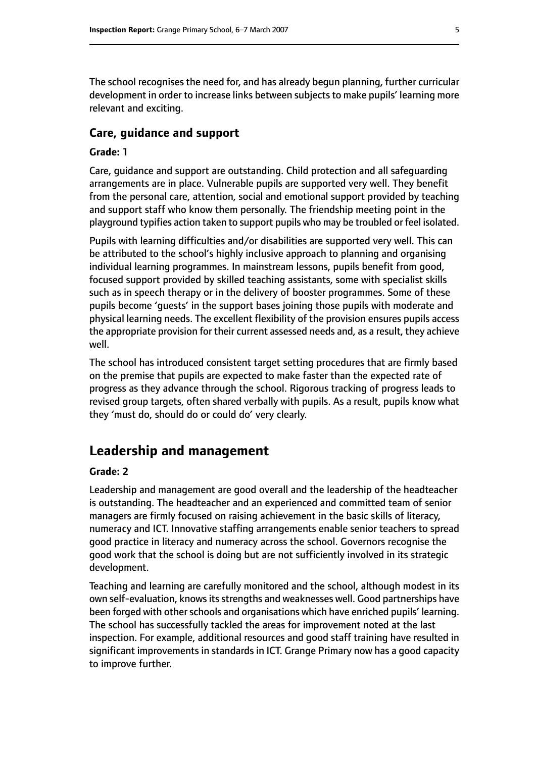The school recognises the need for, and has already begun planning, further curricular development in order to increase links between subjects to make pupils' learning more relevant and exciting.

### Care, guidance and support

#### Grade: 1

Care, guidance and support are outstanding. Child protection and all safeguarding arrangements are in place. Vulnerable pupils are supported very well. They benefit from the personal care, attention, social and emotional support provided by teaching and support staff who know them personally. The friendship meeting point in the playground typifies action taken to support pupils who may be troubled or feel isolated.

Pupils with learning difficulties and/or disabilities are supported very well. This can be attributed to the school's highly inclusive approach to planning and organising individual learning programmes. In mainstream lessons, pupils benefit from good, focused support provided by skilled teaching assistants, some with specialist skills such as in speech therapy or in the delivery of booster programmes. Some of these pupils become 'guests' in the support bases joining those pupils with moderate and physical learning needs. The excellent flexibility of the provision ensures pupils access the appropriate provision for their current assessed needs and, as a result, they achieve well.

The school has introduced consistent target setting procedures that are firmly based on the premise that pupils are expected to make faster than the expected rate of progress as they advance through the school. Rigorous tracking of progress leads to revised group targets, often shared verbally with pupils. As a result, pupils know what they 'must do, should do or could do' very clearly.

## Leadership and management

#### Grade: 2

Leadership and management are good overall and the leadership of the headteacher is outstanding. The headteacher and an experienced and committed team of senior managers are firmly focused on raising achievement in the basic skills of literacy, numeracy and ICT. Innovative staffing arrangements enable senior teachers to spread good practice in literacy and numeracy across the school. Governors recognise the good work that the school is doing but are not sufficiently involved in its strategic development.

Teaching and learning are carefully monitored and the school, although modest in its own self-evaluation, knows its strengths and weaknesses well. Good partnerships have been forged with other schools and organisations which have enriched pupils' learning. The school has successfully tackled the areas for improvement noted at the last inspection. For example, additional resources and good staff training have resulted in significant improvements in standards in ICT. Grange Primary now has a good capacity to improve further.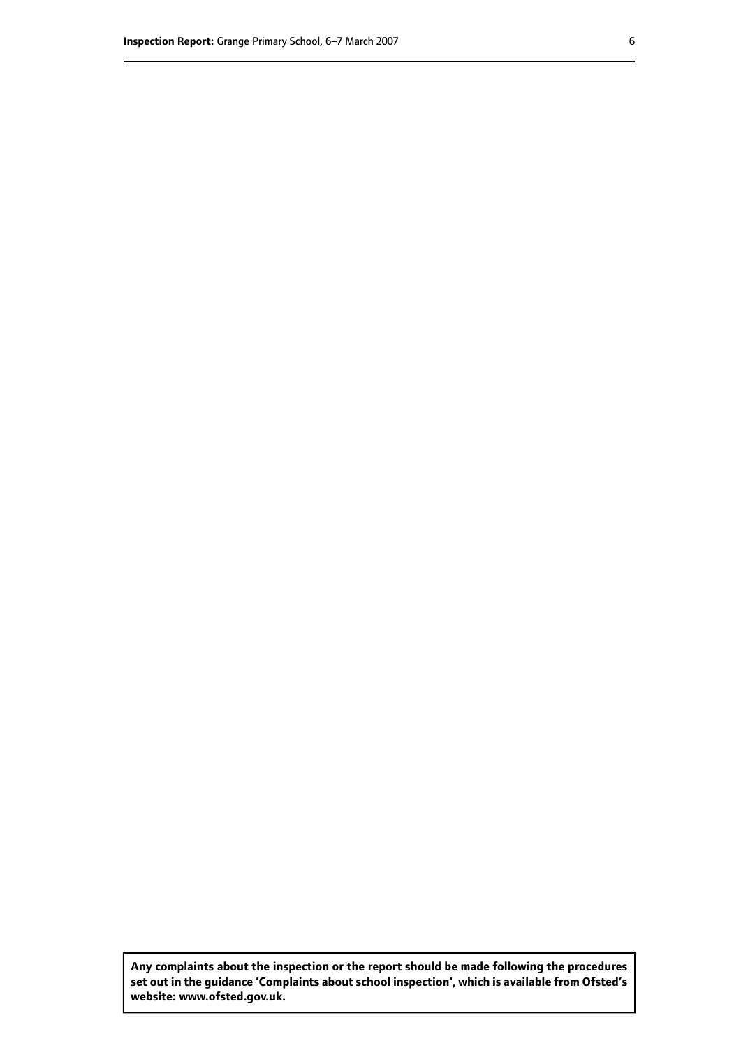**Any complaints about the inspection or the report should be made following the procedures set out in the guidance 'Complaints about school inspection', which is available from Ofsted's website: www.ofsted.gov.uk.**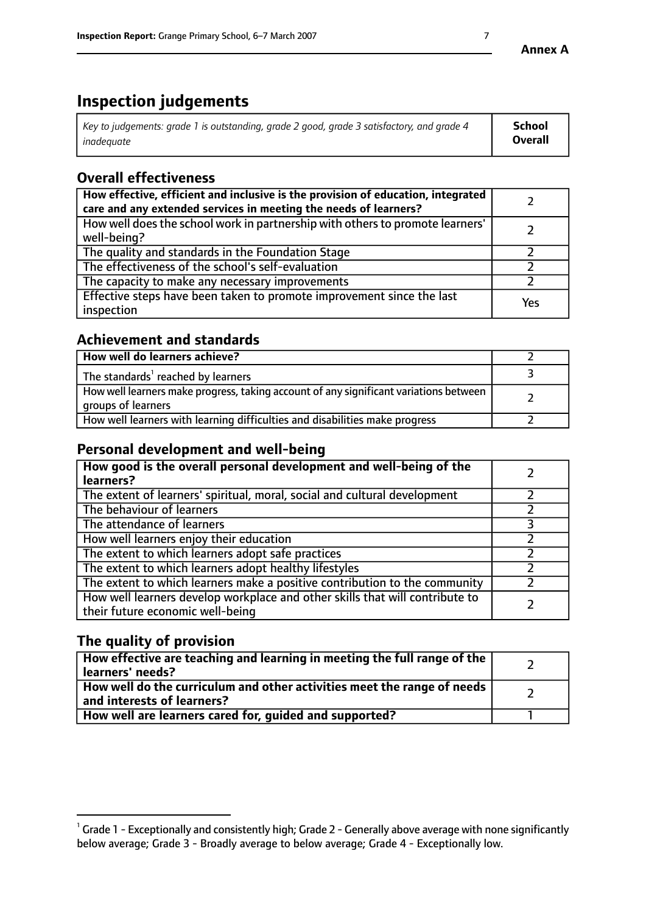**Annex A**

# Inspection judgements

| *Key to judgements: grade 1 is outstanding, grade 2 good, grade 3 satisfactory, and grade 4 inadequate* | **School Overall** |
|---|---|

## Overall effectiveness

| | |
|---|---|
| **How effective, efficient and inclusive is the provision of education, integrated care and any extended services in meeting the needs of learners?** | 2 |
| How well does the school work in partnership with others to promote learners' well-being? | 2 |
| The quality and standards in the Foundation Stage | 2 |
| The effectiveness of the school's self-evaluation | 2 |
| The capacity to make any necessary improvements | 2 |
| Effective steps have been taken to promote improvement since the last inspection | Yes |

## Achievement and standards

| | |
|---|---|
| **How well do learners achieve?** | 2 |
| The standards[1] reached by learners | 3 |
| How well learners make progress, taking account of any significant variations between groups of learners | 2 |
| How well learners with learning difficulties and disabilities make progress | 2 |

## Personal development and well-being

| | |
|---|---|
| **How good is the overall personal development and well-being of the learners?** | 2 |
| The extent of learners' spiritual, moral, social and cultural development | 2 |
| The behaviour of learners | 2 |
| The attendance of learners | 3 |
| How well learners enjoy their education | 2 |
| The extent to which learners adopt safe practices | 2 |
| The extent to which learners adopt healthy lifestyles | 2 |
| The extent to which learners make a positive contribution to the community | 2 |
| How well learners develop workplace and other skills that will contribute to their future economic well-being | 2 |

## The quality of provision

| | |
|---|---|
| **How effective are teaching and learning in meeting the full range of the learners' needs?** | 2 |
| **How well do the curriculum and other activities meet the range of needs and interests of learners?** | 2 |
| **How well are learners cared for, guided and supported?** | 1 |

[1] Grade 1 - Exceptionally and consistently high; Grade 2 - Generally above average with none significantly below average; Grade 3 - Broadly average to below average; Grade 4 - Exceptionally low.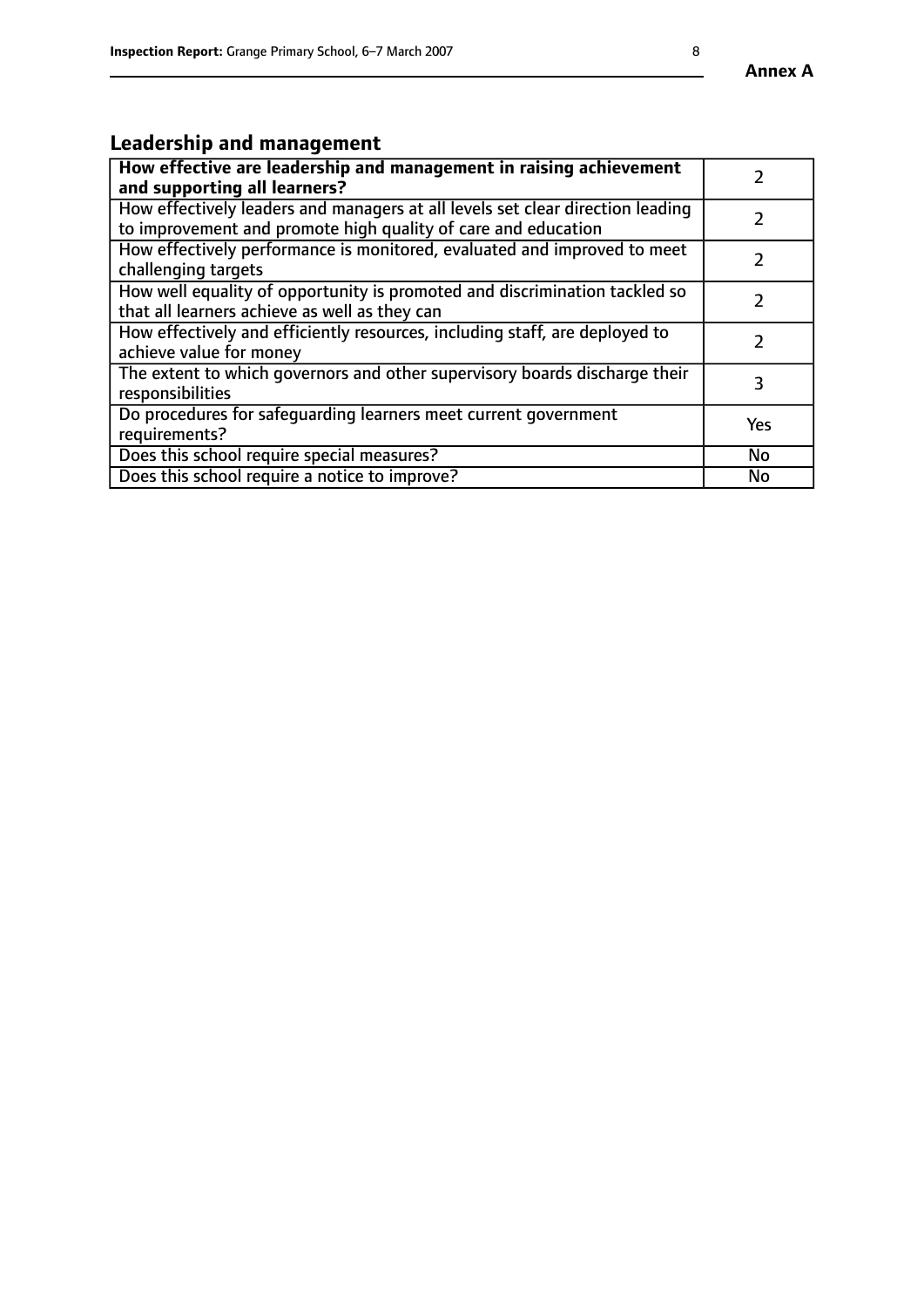## Leadership and management

| **How effective are leadership and management in raising achievement and supporting all learners?** | 2 |
|---|---|
| How effectively leaders and managers at all levels set clear direction leading to improvement and promote high quality of care and education | 2 |
| How effectively performance is monitored, evaluated and improved to meet challenging targets | 2 |
| How well equality of opportunity is promoted and discrimination tackled so that all learners achieve as well as they can | 2 |
| How effectively and efficiently resources, including staff, are deployed to achieve value for money | 2 |
| The extent to which governors and other supervisory boards discharge their responsibilities | 3 |
| Do procedures for safeguarding learners meet current government requirements? | Yes |
| Does this school require special measures? | No |
| Does this school require a notice to improve? | No |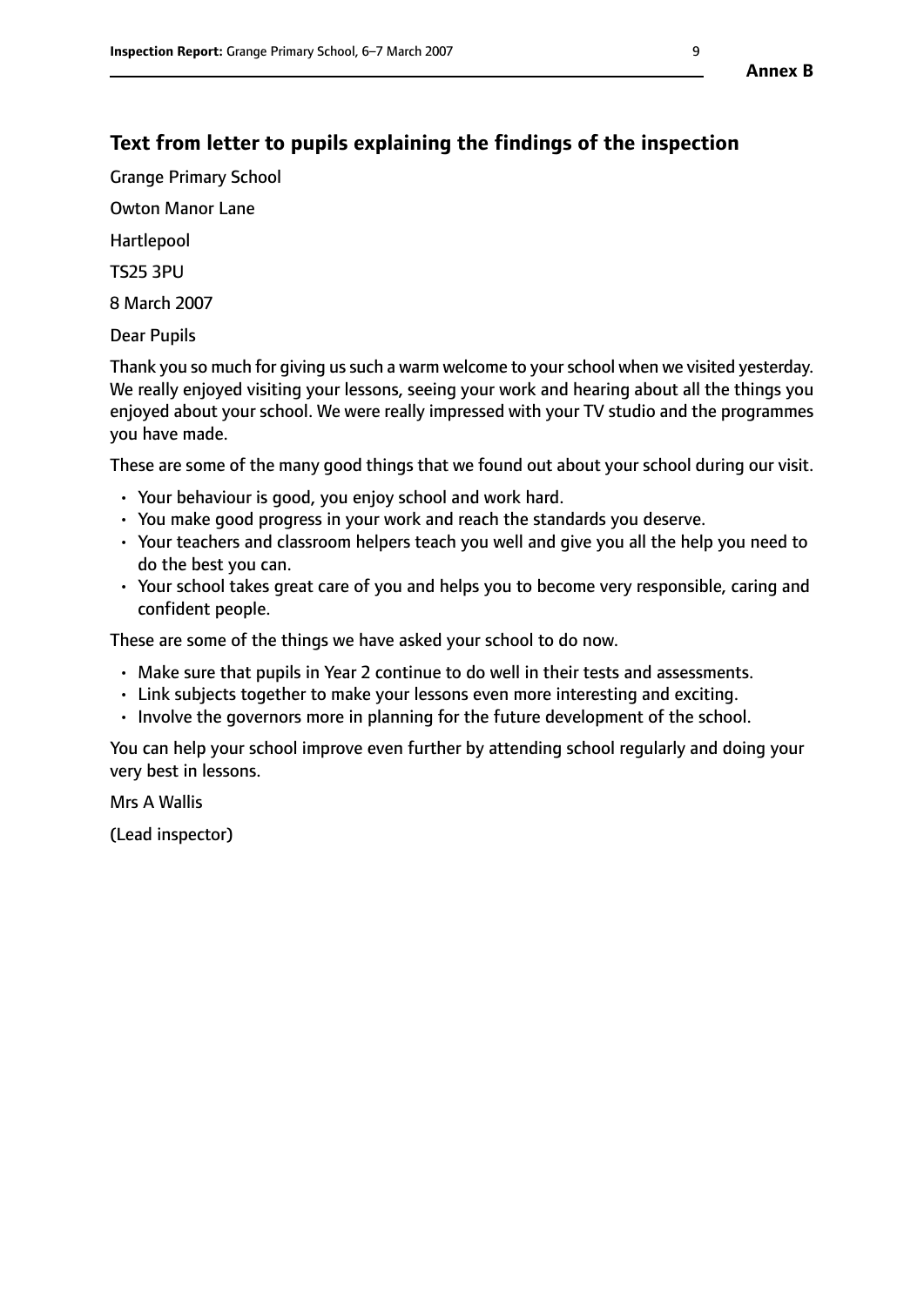## Text from letter to pupils explaining the findings of the inspection

Grange Primary School

Owton Manor Lane

Hartlepool

TS25 3PU

8 March 2007

Dear Pupils

Thank you so much for giving us such a warm welcome to your school when we visited yesterday. We really enjoyed visiting your lessons, seeing your work and hearing about all the things you enjoyed about your school. We were really impressed with your TV studio and the programmes you have made.

These are some of the many good things that we found out about your school during our visit.

- Your behaviour is good, you enjoy school and work hard.
- You make good progress in your work and reach the standards you deserve.
- Your teachers and classroom helpers teach you well and give you all the help you need to do the best you can.
- Your school takes great care of you and helps you to become very responsible, caring and confident people.

These are some of the things we have asked your school to do now.

- Make sure that pupils in Year 2 continue to do well in their tests and assessments.
- Link subjects together to make your lessons even more interesting and exciting.
- Involve the governors more in planning for the future development of the school.

You can help your school improve even further by attending school regularly and doing your very best in lessons.

Mrs A Wallis

(Lead inspector)